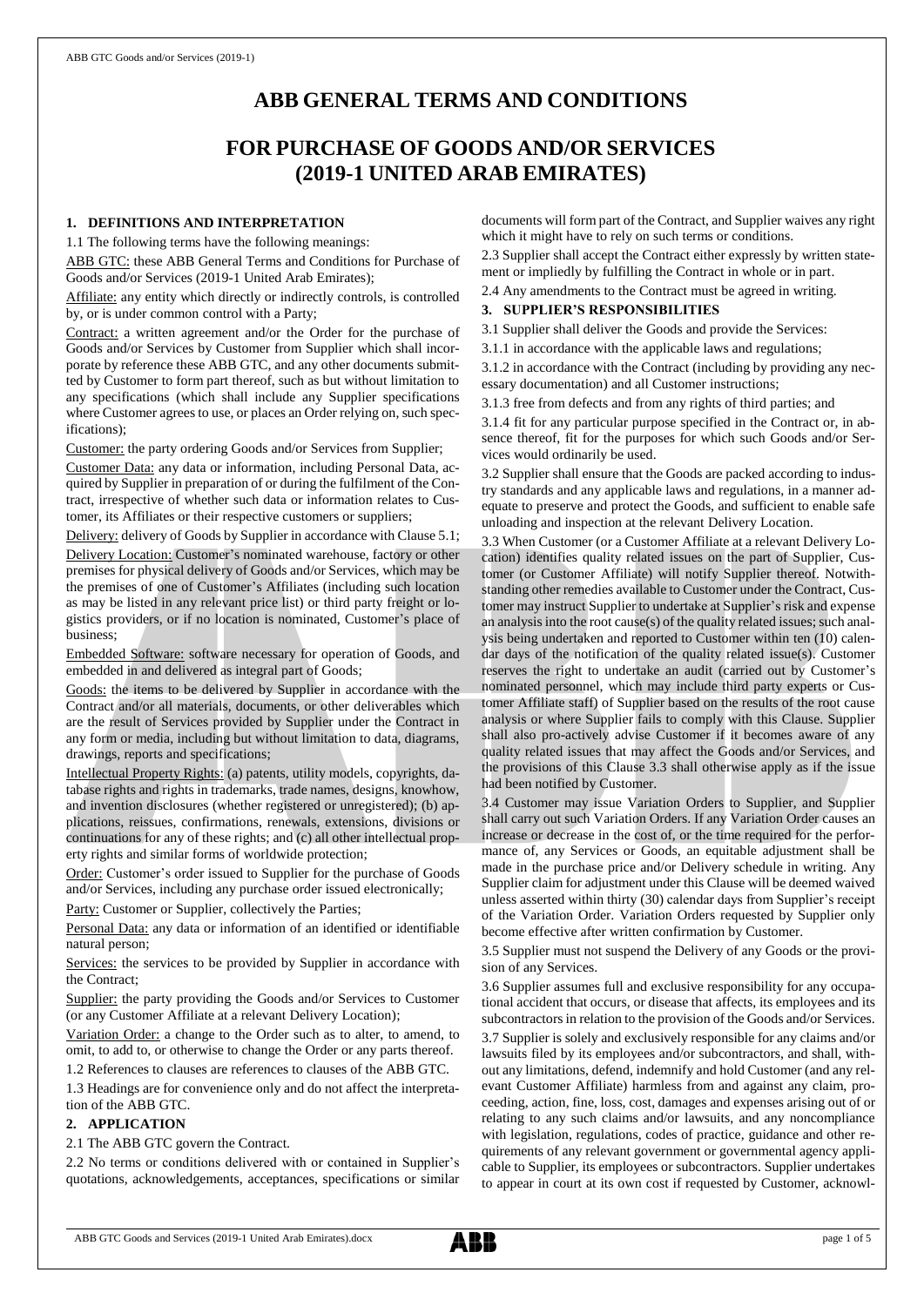# ABB GENERAL TERMS AND CONDITIONS

# FOR PURCHASE OF GOODS AND/OR SERVICES (2019-1 UNITED ARAB EMIRATES)

## 1. DEFINITIONS AND INTERPRETATION

1.1 The following terms have the following meanings:

ABB GTC: these ABB General Terms and Conditions for Purchase of Goods and/or Services (2019-1 United Arab Emirates);

Affiliate: any entity which directly or indirectly controls, is controlled by, or is under common control with a Party;

Contract: a written agreement and/or the Order for the purchase of Goods and/or Services by Customer from Supplier which shall incorporate by reference these ABB GTC, and any other documents submitted by Customer to form part thereof, such as but without limitation to any specifications (which shall include any Supplier specifications where Customer agrees to use, or places an Order relying on, such specifications);

Customer: the party ordering Goods and/or Services from Supplier;

Customer Data: any data or information, including Personal Data, acquired by Supplier in preparation of or during the fulfilment of the Contract, irrespective of whether such data or information relates to Customer, its Affiliates or their respective customers or suppliers;

Delivery: delivery of Goods by Supplier in accordance with Clause 5.1;

Delivery Location: Customer's nominated warehouse, factory or other premises for physical delivery of Goods and/or Services, which may be the premises of one of Customer's Affiliates (including such location as may be listed in any relevant price list) or third party freight or logistics providers, or if no location is nominated, Customer's place of business;

Embedded Software: software necessary for operation of Goods, and embedded in and delivered as integral part of Goods;

Goods: the items to be delivered by Supplier in accordance with the Contract and/or all materials, documents, or other deliverables which are the result of Services provided by Supplier under the Contract in any form or media, including but without limitation to data, diagrams, drawings, reports and specifications;

Intellectual Property Rights: (a) patents, utility models, copyrights, database rights and rights in trademarks, trade names, designs, knowhow, and invention disclosures (whether registered or unregistered); (b) applications, reissues, confirmations, renewals, extensions, divisions or continuations for any of these rights; and (c) all other intellectual property rights and similar forms of worldwide protection;

Order: Customer's order issued to Supplier for the purchase of Goods and/or Services, including any purchase order issued electronically;

Party: Customer or Supplier, collectively the Parties;

Personal Data: any data or information of an identified or identifiable natural person;

Services: the services to be provided by Supplier in accordance with the Contract;

Supplier: the party providing the Goods and/or Services to Customer (or any Customer Affiliate at a relevant Delivery Location);

Variation Order: a change to the Order such as to alter, to amend, to omit, to add to, or otherwise to change the Order or any parts thereof.

1.2 References to clauses are references to clauses of the ABB GTC.

1.3 Headings are for convenience only and do not affect the interpretation of the ABB GTC.

## 2. APPLICATION

2.1 The ABB GTC govern the Contract.

2.2 No terms or conditions delivered with or contained in Supplier's quotations, acknowledgements, acceptances, specifications or similar documents will form part of the Contract, and Supplier waives any right which it might have to rely on such terms or conditions.

2.3 Supplier shall accept the Contract either expressly by written statement or impliedly by fulfilling the Contract in whole or in part.

2.4 Any amendments to the Contract must be agreed in writing.

## 3. SUPPLIER'S RESPONSIBILITIES

3.1 Supplier shall deliver the Goods and provide the Services:

3.1.1 in accordance with the applicable laws and regulations;

3.1.2 in accordance with the Contract (including by providing any necessary documentation) and all Customer instructions;

3.1.3 free from defects and from any rights of third parties; and

3.1.4 fit for any particular purpose specified in the Contract or, in absence thereof, fit for the purposes for which such Goods and/or Services would ordinarily be used.

3.2 Supplier shall ensure that the Goods are packed according to industry standards and any applicable laws and regulations, in a manner adequate to preserve and protect the Goods, and sufficient to enable safe unloading and inspection at the relevant Delivery Location.

3.3 When Customer (or a Customer Affiliate at a relevant Delivery Location) identifies quality related issues on the part of Supplier, Customer (or Customer Affiliate) will notify Supplier thereof. Notwithstanding other remedies available to Customer under the Contract, Customer may instruct Supplier to undertake at Supplier's risk and expense an analysis into the root cause(s) of the quality related issues; such analysis being undertaken and reported to Customer within ten (10) calendar days of the notification of the quality related issue(s). Customer reserves the right to undertake an audit (carried out by Customer's nominated personnel, which may include third party experts or Customer Affiliate staff) of Supplier based on the results of the root cause analysis or where Supplier fails to comply with this Clause. Supplier shall also pro-actively advise Customer if it becomes aware of any quality related issues that may affect the Goods and/or Services, and the provisions of this Clause 3.3 shall otherwise apply as if the issue had been notified by Customer.

3.4 Customer may issue Variation Orders to Supplier, and Supplier shall carry out such Variation Orders. If any Variation Order causes an increase or decrease in the cost of, or the time required for the performance of, any Services or Goods, an equitable adjustment shall be made in the purchase price and/or Delivery schedule in writing. Any Supplier claim for adjustment under this Clause will be deemed waived unless asserted within thirty (30) calendar days from Supplier's receipt of the Variation Order. Variation Orders requested by Supplier only become effective after written confirmation by Customer.

3.5 Supplier must not suspend the Delivery of any Goods or the provision of any Services.

3.6 Supplier assumes full and exclusive responsibility for any occupational accident that occurs, or disease that affects, its employees and its subcontractors in relation to the provision of the Goods and/or Services.

3.7 Supplier is solely and exclusively responsible for any claims and/or lawsuits filed by its employees and/or subcontractors, and shall, without any limitations, defend, indemnify and hold Customer (and any relevant Customer Affiliate) harmless from and against any claim, proceeding, action, fine, loss, cost, damages and expenses arising out of or relating to any such claims and/or lawsuits, and any noncompliance with legislation, regulations, codes of practice, guidance and other requirements of any relevant government or governmental agency applicable to Supplier, its employees or subcontractors. Supplier undertakes to appear in court at its own cost if requested by Customer, acknowl-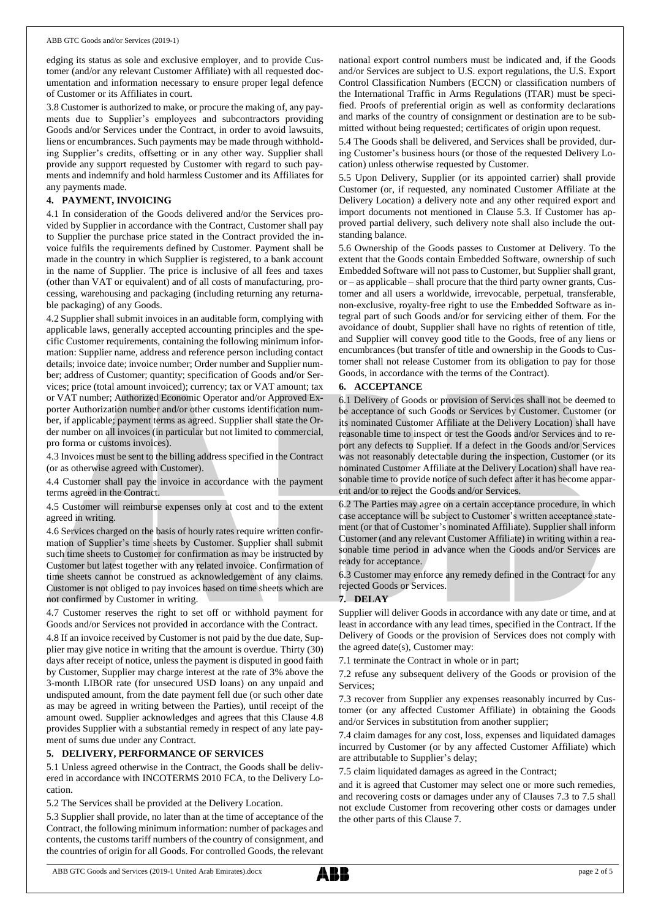edging its status as sole and exclusive employer, and to provide Customer (and/or any relevant Customer Affiliate) with all requested documentation and information necessary to ensure proper legal defence of Customer or its Affiliates in court.

3.8 Customer is authorized to make, or procure the making of, any payments due to Supplier's employees and subcontractors providing Goods and/or Services under the Contract, in order to avoid lawsuits, liens or encumbrances. Such payments may be made through withholding Supplier's credits, offsetting or in any other way. Supplier shall provide any support requested by Customer with regard to such payments and indemnify and hold harmless Customer and its Affiliates for any payments made.

## 4. PAYMENT, INVOICING

4.1 In consideration of the Goods delivered and/or the Services provided by Supplier in accordance with the Contract, Customer shall pay to Supplier the purchase price stated in the Contract provided the invoice fulfils the requirements defined by Customer. Payment shall be made in the country in which Supplier is registered, to a bank account in the name of Supplier. The price is inclusive of all fees and taxes (other than VAT or equivalent) and of all costs of manufacturing, processing, warehousing and packaging (including returning any returnable packaging) of any Goods.

4.2 Supplier shall submit invoices in an auditable form, complying with applicable laws, generally accepted accounting principles and the specific Customer requirements, containing the following minimum information: Supplier name, address and reference person including contact details; invoice date; invoice number; Order number and Supplier number; address of Customer; quantity; specification of Goods and/or Services; price (total amount invoiced); currency; tax or VAT amount; tax or VAT number; Authorized Economic Operator and/or Approved Exporter Authorization number and/or other customs identification number, if applicable; payment terms as agreed. Supplier shall state the Order number on all invoices (in particular but not limited to commercial, pro forma or customs invoices).

4.3 Invoices must be sent to the billing address specified in the Contract (or as otherwise agreed with Customer).

4.4 Customer shall pay the invoice in accordance with the payment terms agreed in the Contract.

4.5 Customer will reimburse expenses only at cost and to the extent agreed in writing.

4.6 Services charged on the basis of hourly rates require written confirmation of Supplier's time sheets by Customer. Supplier shall submit such time sheets to Customer for confirmation as may be instructed by Customer but latest together with any related invoice. Confirmation of time sheets cannot be construed as acknowledgement of any claims. Customer is not obliged to pay invoices based on time sheets which are not confirmed by Customer in writing.

4.7 Customer reserves the right to set off or withhold payment for Goods and/or Services not provided in accordance with the Contract.

4.8 If an invoice received by Customer is not paid by the due date, Supplier may give notice in writing that the amount is overdue. Thirty (30) days after receipt of notice, unless the payment is disputed in good faith by Customer, Supplier may charge interest at the rate of 3% above the 3-month LIBOR rate (for unsecured USD loans) on any unpaid and undisputed amount, from the date payment fell due (or such other date as may be agreed in writing between the Parties), until receipt of the amount owed. Supplier acknowledges and agrees that this Clause 4.8 provides Supplier with a substantial remedy in respect of any late payment of sums due under any Contract.

## 5. DELIVERY, PERFORMANCE OF SERVICES

5.1 Unless agreed otherwise in the Contract, the Goods shall be delivered in accordance with INCOTERMS 2010 FCA, to the Delivery Location.

5.2 The Services shall be provided at the Delivery Location.

5.3 Supplier shall provide, no later than at the time of acceptance of the Contract, the following minimum information: number of packages and contents, the customs tariff numbers of the country of consignment, and the countries of origin for all Goods. For controlled Goods, the relevant national export control numbers must be indicated and, if the Goods and/or Services are subject to U.S. export regulations, the U.S. Export Control Classification Numbers (ECCN) or classification numbers of the International Traffic in Arms Regulations (ITAR) must be specified. Proofs of preferential origin as well as conformity declarations and marks of the country of consignment or destination are to be submitted without being requested; certificates of origin upon request.

5.4 The Goods shall be delivered, and Services shall be provided, during Customer's business hours (or those of the requested Delivery Location) unless otherwise requested by Customer.

5.5 Upon Delivery, Supplier (or its appointed carrier) shall provide Customer (or, if requested, any nominated Customer Affiliate at the Delivery Location) a delivery note and any other required export and import documents not mentioned in Clause 5.3. If Customer has approved partial delivery, such delivery note shall also include the outstanding balance.

5.6 Ownership of the Goods passes to Customer at Delivery. To the extent that the Goods contain Embedded Software, ownership of such Embedded Software will not pass to Customer, but Supplier shall grant, or – as applicable – shall procure that the third party owner grants, Customer and all users a worldwide, irrevocable, perpetual, transferable, non-exclusive, royalty-free right to use the Embedded Software as integral part of such Goods and/or for servicing either of them. For the avoidance of doubt, Supplier shall have no rights of retention of title, and Supplier will convey good title to the Goods, free of any liens or encumbrances (but transfer of title and ownership in the Goods to Customer shall not release Customer from its obligation to pay for those Goods, in accordance with the terms of the Contract).

## 6. ACCEPTANCE

6.1 Delivery of Goods or provision of Services shall not be deemed to be acceptance of such Goods or Services by Customer. Customer (or its nominated Customer Affiliate at the Delivery Location) shall have reasonable time to inspect or test the Goods and/or Services and to report any defects to Supplier. If a defect in the Goods and/or Services was not reasonably detectable during the inspection, Customer (or its nominated Customer Affiliate at the Delivery Location) shall have reasonable time to provide notice of such defect after it has become apparent and/or to reject the Goods and/or Services.

6.2 The Parties may agree on a certain acceptance procedure, in which case acceptance will be subject to Customer's written acceptance statement (or that of Customer's nominated Affiliate). Supplier shall inform Customer (and any relevant Customer Affiliate) in writing within a reasonable time period in advance when the Goods and/or Services are ready for acceptance.

6.3 Customer may enforce any remedy defined in the Contract for any rejected Goods or Services.

## 7. DELAY

Supplier will deliver Goods in accordance with any date or time, and at least in accordance with any lead times, specified in the Contract. If the Delivery of Goods or the provision of Services does not comply with the agreed date(s), Customer may:

7.1 terminate the Contract in whole or in part;

7.2 refuse any subsequent delivery of the Goods or provision of the Services;

7.3 recover from Supplier any expenses reasonably incurred by Customer (or any affected Customer Affiliate) in obtaining the Goods and/or Services in substitution from another supplier;

7.4 claim damages for any cost, loss, expenses and liquidated damages incurred by Customer (or by any affected Customer Affiliate) which are attributable to Supplier's delay;

7.5 claim liquidated damages as agreed in the Contract;

and it is agreed that Customer may select one or more such remedies, and recovering costs or damages under any of Clauses 7.3 to 7.5 shall not exclude Customer from recovering other costs or damages under the other parts of this Clause 7.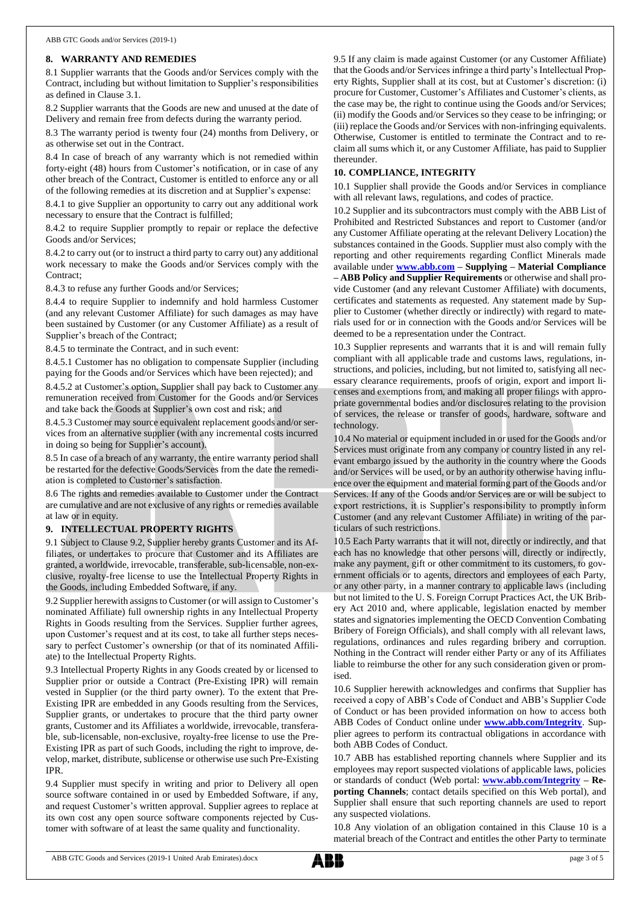## 8. WARRANTY AND REMEDIES

8.1 Supplier warrants that the Goods and/or Services comply with the Contract, including but without limitation to Supplier's responsibilities as defined in Clause 3.1.

8.2 Supplier warrants that the Goods are new and unused at the date of Delivery and remain free from defects during the warranty period.

8.3 The warranty period is twenty four (24) months from Delivery, or as otherwise set out in the Contract.

8.4 In case of breach of any warranty which is not remedied within forty-eight (48) hours from Customer's notification, or in case of any other breach of the Contract, Customer is entitled to enforce any or all of the following remedies at its discretion and at Supplier's expense:

8.4.1 to give Supplier an opportunity to carry out any additional work necessary to ensure that the Contract is fulfilled;

8.4.2 to require Supplier promptly to repair or replace the defective Goods and/or Services;

8.4.2 to carry out (or to instruct a third party to carry out) any additional work necessary to make the Goods and/or Services comply with the Contract;

8.4.3 to refuse any further Goods and/or Services;

8.4.4 to require Supplier to indemnify and hold harmless Customer (and any relevant Customer Affiliate) for such damages as may have been sustained by Customer (or any Customer Affiliate) as a result of Supplier's breach of the Contract;

8.4.5 to terminate the Contract, and in such event:

8.4.5.1 Customer has no obligation to compensate Supplier (including paying for the Goods and/or Services which have been rejected); and

8.4.5.2 at Customer's option, Supplier shall pay back to Customer any remuneration received from Customer for the Goods and/or Services and take back the Goods at Supplier's own cost and risk; and

8.4.5.3 Customer may source equivalent replacement goods and/or services from an alternative supplier (with any incremental costs incurred in doing so being for Supplier's account).

8.5 In case of a breach of any warranty, the entire warranty period shall be restarted for the defective Goods/Services from the date the remediation is completed to Customer's satisfaction.

8.6 The rights and remedies available to Customer under the Contract are cumulative and are not exclusive of any rights or remedies available at law or in equity.

## 9. INTELLECTUAL PROPERTY RIGHTS

9.1 Subject to Clause 9.2, Supplier hereby grants Customer and its Affiliates, or undertakes to procure that Customer and its Affiliates are granted, a worldwide, irrevocable, transferable, sub-licensable, non-exclusive, royalty-free license to use the Intellectual Property Rights in the Goods, including Embedded Software, if any.

9.2 Supplier herewith assigns to Customer (or will assign to Customer's nominated Affiliate) full ownership rights in any Intellectual Property Rights in Goods resulting from the Services. Supplier further agrees, upon Customer's request and at its cost, to take all further steps necessary to perfect Customer's ownership (or that of its nominated Affiliate) to the Intellectual Property Rights.

9.3 Intellectual Property Rights in any Goods created by or licensed to Supplier prior or outside a Contract (Pre-Existing IPR) will remain vested in Supplier (or the third party owner). To the extent that Pre-Existing IPR are embedded in any Goods resulting from the Services, Supplier grants, or undertakes to procure that the third party owner grants, Customer and its Affiliates a worldwide, irrevocable, transferable, sub-licensable, non-exclusive, royalty-free license to use the Pre-Existing IPR as part of such Goods, including the right to improve, develop, market, distribute, sublicense or otherwise use such Pre-Existing IPR.

9.4 Supplier must specify in writing and prior to Delivery all open source software contained in or used by Embedded Software, if any, and request Customer's written approval. Supplier agrees to replace at its own cost any open source software components rejected by Customer with software of at least the same quality and functionality.

9.5 If any claim is made against Customer (or any Customer Affiliate) that the Goods and/or Services infringe a third party's Intellectual Property Rights, Supplier shall at its cost, but at Customer's discretion: (i) procure for Customer, Customer's Affiliates and Customer's clients, as the case may be, the right to continue using the Goods and/or Services; (ii) modify the Goods and/or Services so they cease to be infringing; or (iii) replace the Goods and/or Services with non-infringing equivalents. Otherwise, Customer is entitled to terminate the Contract and to reclaim all sums which it, or any Customer Affiliate, has paid to Supplier thereunder.

## 10. COMPLIANCE, INTEGRITY

10.1 Supplier shall provide the Goods and/or Services in compliance with all relevant laws, regulations, and codes of practice.

10.2 Supplier and its subcontractors must comply with the ABB List of Prohibited and Restricted Substances and report to Customer (and/or any Customer Affiliate operating at the relevant Delivery Location) the substances contained in the Goods. Supplier must also comply with the reporting and other requirements regarding Conflict Minerals made available under **www.abb.com – Supplying – Material Compliance – ABB Policy and Supplier Requirements** or otherwise and shall provide Customer (and any relevant Customer Affiliate) with documents, certificates and statements as requested. Any statement made by Supplier to Customer (whether directly or indirectly) with regard to materials used for or in connection with the Goods and/or Services will be deemed to be a representation under the Contract.

10.3 Supplier represents and warrants that it is and will remain fully compliant with all applicable trade and customs laws, regulations, instructions, and policies, including, but not limited to, satisfying all necessary clearance requirements, proofs of origin, export and import licenses and exemptions from, and making all proper filings with appropriate governmental bodies and/or disclosures relating to the provision of services, the release or transfer of goods, hardware, software and technology.

10.4 No material or equipment included in or used for the Goods and/or Services must originate from any company or country listed in any relevant embargo issued by the authority in the country where the Goods and/or Services will be used, or by an authority otherwise having influence over the equipment and material forming part of the Goods and/or Services. If any of the Goods and/or Services are or will be subject to export restrictions, it is Supplier's responsibility to promptly inform Customer (and any relevant Customer Affiliate) in writing of the particulars of such restrictions.

10.5 Each Party warrants that it will not, directly or indirectly, and that each has no knowledge that other persons will, directly or indirectly, make any payment, gift or other commitment to its customers, to government officials or to agents, directors and employees of each Party, or any other party, in a manner contrary to applicable laws (including but not limited to the U. S. Foreign Corrupt Practices Act, the UK Bribery Act 2010 and, where applicable, legislation enacted by member states and signatories implementing the OECD Convention Combating Bribery of Foreign Officials), and shall comply with all relevant laws, regulations, ordinances and rules regarding bribery and corruption. Nothing in the Contract will render either Party or any of its Affiliates liable to reimburse the other for any such consideration given or promised.

10.6 Supplier herewith acknowledges and confirms that Supplier has received a copy of ABB's Code of Conduct and ABB's Supplier Code of Conduct or has been provided information on how to access both ABB Codes of Conduct online under **www.abb.com/Integrity**. Supplier agrees to perform its contractual obligations in accordance with both ABB Codes of Conduct.

10.7 ABB has established reporting channels where Supplier and its employees may report suspected violations of applicable laws, policies or standards of conduct (Web portal: **www.abb.com/Integrity – Reporting Channels**; contact details specified on this Web portal), and Supplier shall ensure that such reporting channels are used to report any suspected violations.

10.8 Any violation of an obligation contained in this Clause 10 is a material breach of the Contract and entitles the other Party to terminate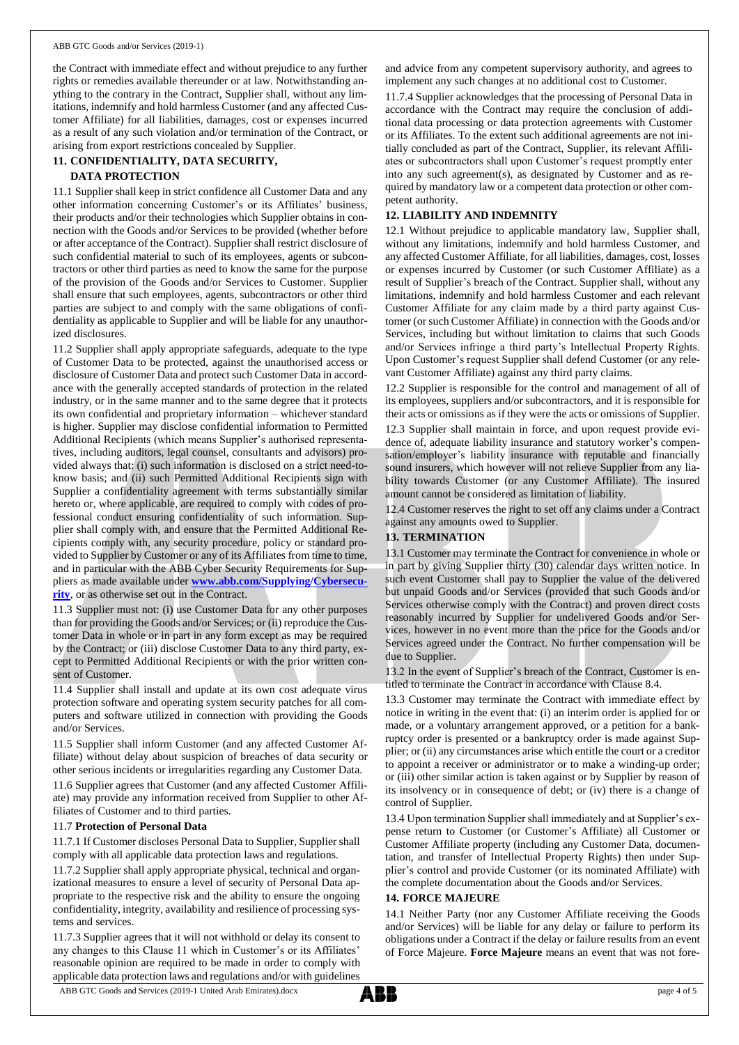the Contract with immediate effect and without prejudice to any further rights or remedies available thereunder or at law. Notwithstanding anything to the contrary in the Contract, Supplier shall, without any limitations, indemnify and hold harmless Customer (and any affected Customer Affiliate) for all liabilities, damages, cost or expenses incurred as a result of any such violation and/or termination of the Contract, or arising from export restrictions concealed by Supplier.

## 11. CONFIDENTIALITY, DATA SECURITY, DATA PROTECTION

11.1 Supplier shall keep in strict confidence all Customer Data and any other information concerning Customer's or its Affiliates' business, their products and/or their technologies which Supplier obtains in connection with the Goods and/or Services to be provided (whether before or after acceptance of the Contract). Supplier shall restrict disclosure of such confidential material to such of its employees, agents or subcontractors or other third parties as need to know the same for the purpose of the provision of the Goods and/or Services to Customer. Supplier shall ensure that such employees, agents, subcontractors or other third parties are subject to and comply with the same obligations of confidentiality as applicable to Supplier and will be liable for any unauthorized disclosures.

11.2 Supplier shall apply appropriate safeguards, adequate to the type of Customer Data to be protected, against the unauthorised access or disclosure of Customer Data and protect such Customer Data in accordance with the generally accepted standards of protection in the related industry, or in the same manner and to the same degree that it protects its own confidential and proprietary information – whichever standard is higher. Supplier may disclose confidential information to Permitted Additional Recipients (which means Supplier's authorised representatives, including auditors, legal counsel, consultants and advisors) provided always that: (i) such information is disclosed on a strict need-to-know basis; and (ii) such Permitted Additional Recipients sign with Supplier a confidentiality agreement with terms substantially similar hereto or, where applicable, are required to comply with codes of professional conduct ensuring confidentiality of such information. Supplier shall comply with, and ensure that the Permitted Additional Recipients comply with, any security procedure, policy or standard provided to Supplier by Customer or any of its Affiliates from time to time, and in particular with the ABB Cyber Security Requirements for Suppliers as made available under **www.abb.com/Supplying/Cybersecurity**, or as otherwise set out in the Contract.

11.3 Supplier must not: (i) use Customer Data for any other purposes than for providing the Goods and/or Services; or (ii) reproduce the Customer Data in whole or in part in any form except as may be required by the Contract; or (iii) disclose Customer Data to any third party, except to Permitted Additional Recipients or with the prior written consent of Customer.

11.4 Supplier shall install and update at its own cost adequate virus protection software and operating system security patches for all computers and software utilized in connection with providing the Goods and/or Services.

11.5 Supplier shall inform Customer (and any affected Customer Affiliate) without delay about suspicion of breaches of data security or other serious incidents or irregularities regarding any Customer Data.

11.6 Supplier agrees that Customer (and any affected Customer Affiliate) may provide any information received from Supplier to other Affiliates of Customer and to third parties.

### 11.7 Protection of Personal Data

11.7.1 If Customer discloses Personal Data to Supplier, Supplier shall comply with all applicable data protection laws and regulations.

11.7.2 Supplier shall apply appropriate physical, technical and organizational measures to ensure a level of security of Personal Data appropriate to the respective risk and the ability to ensure the ongoing confidentiality, integrity, availability and resilience of processing systems and services.

11.7.3 Supplier agrees that it will not withhold or delay its consent to any changes to this Clause 11 which in Customer's or its Affiliates' reasonable opinion are required to be made in order to comply with applicable data protection laws and regulations and/or with guidelines and advice from any competent supervisory authority, and agrees to implement any such changes at no additional cost to Customer.

11.7.4 Supplier acknowledges that the processing of Personal Data in accordance with the Contract may require the conclusion of additional data processing or data protection agreements with Customer or its Affiliates. To the extent such additional agreements are not initially concluded as part of the Contract, Supplier, its relevant Affiliates or subcontractors shall upon Customer's request promptly enter into any such agreement(s), as designated by Customer and as required by mandatory law or a competent data protection or other competent authority.

## 12. LIABILITY AND INDEMNITY

12.1 Without prejudice to applicable mandatory law, Supplier shall, without any limitations, indemnify and hold harmless Customer, and any affected Customer Affiliate, for all liabilities, damages, cost, losses or expenses incurred by Customer (or such Customer Affiliate) as a result of Supplier's breach of the Contract. Supplier shall, without any limitations, indemnify and hold harmless Customer and each relevant Customer Affiliate for any claim made by a third party against Customer (or such Customer Affiliate) in connection with the Goods and/or Services, including but without limitation to claims that such Goods and/or Services infringe a third party's Intellectual Property Rights. Upon Customer's request Supplier shall defend Customer (or any relevant Customer Affiliate) against any third party claims.

12.2 Supplier is responsible for the control and management of all of its employees, suppliers and/or subcontractors, and it is responsible for their acts or omissions as if they were the acts or omissions of Supplier.

12.3 Supplier shall maintain in force, and upon request provide evidence of, adequate liability insurance and statutory worker's compensation/employer's liability insurance with reputable and financially sound insurers, which however will not relieve Supplier from any liability towards Customer (or any Customer Affiliate). The insured amount cannot be considered as limitation of liability.

12.4 Customer reserves the right to set off any claims under a Contract against any amounts owed to Supplier.

## 13. TERMINATION

13.1 Customer may terminate the Contract for convenience in whole or in part by giving Supplier thirty (30) calendar days written notice. In such event Customer shall pay to Supplier the value of the delivered but unpaid Goods and/or Services (provided that such Goods and/or Services otherwise comply with the Contract) and proven direct costs reasonably incurred by Supplier for undelivered Goods and/or Services, however in no event more than the price for the Goods and/or Services agreed under the Contract. No further compensation will be due to Supplier.

13.2 In the event of Supplier's breach of the Contract, Customer is entitled to terminate the Contract in accordance with Clause 8.4.

13.3 Customer may terminate the Contract with immediate effect by notice in writing in the event that: (i) an interim order is applied for or made, or a voluntary arrangement approved, or a petition for a bankruptcy order is presented or a bankruptcy order is made against Supplier; or (ii) any circumstances arise which entitle the court or a creditor to appoint a receiver or administrator or to make a winding-up order; or (iii) other similar action is taken against or by Supplier by reason of its insolvency or in consequence of debt; or (iv) there is a change of control of Supplier.

13.4 Upon termination Supplier shall immediately and at Supplier's expense return to Customer (or Customer's Affiliate) all Customer or Customer Affiliate property (including any Customer Data, documentation, and transfer of Intellectual Property Rights) then under Supplier's control and provide Customer (or its nominated Affiliate) with the complete documentation about the Goods and/or Services.

## 14. FORCE MAJEURE

14.1 Neither Party (nor any Customer Affiliate receiving the Goods and/or Services) will be liable for any delay or failure to perform its obligations under a Contract if the delay or failure results from an event of Force Majeure. **Force Majeure** means an event that was not fore-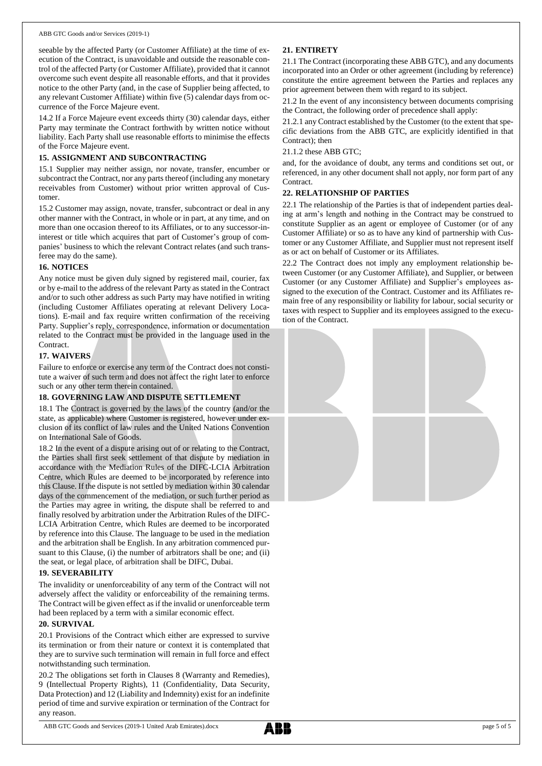seeable by the affected Party (or Customer Affiliate) at the time of execution of the Contract, is unavoidable and outside the reasonable control of the affected Party (or Customer Affiliate), provided that it cannot overcome such event despite all reasonable efforts, and that it provides notice to the other Party (and, in the case of Supplier being affected, to any relevant Customer Affiliate) within five (5) calendar days from occurrence of the Force Majeure event.

14.2 If a Force Majeure event exceeds thirty (30) calendar days, either Party may terminate the Contract forthwith by written notice without liability. Each Party shall use reasonable efforts to minimise the effects of the Force Majeure event.

## 15. ASSIGNMENT AND SUBCONTRACTING

15.1 Supplier may neither assign, nor novate, transfer, encumber or subcontract the Contract, nor any parts thereof (including any monetary receivables from Customer) without prior written approval of Customer.

15.2 Customer may assign, novate, transfer, subcontract or deal in any other manner with the Contract, in whole or in part, at any time, and on more than one occasion thereof to its Affiliates, or to any successor-in-interest or title which acquires that part of Customer's group of companies' business to which the relevant Contract relates (and such transferee may do the same).

## 16. NOTICES

Any notice must be given duly signed by registered mail, courier, fax or by e-mail to the address of the relevant Party as stated in the Contract and/or to such other address as such Party may have notified in writing (including Customer Affiliates operating at relevant Delivery Locations). E-mail and fax require written confirmation of the receiving Party. Supplier's reply, correspondence, information or documentation related to the Contract must be provided in the language used in the Contract.

## 17. WAIVERS

Failure to enforce or exercise any term of the Contract does not constitute a waiver of such term and does not affect the right later to enforce such or any other term therein contained.

## 18. GOVERNING LAW AND DISPUTE SETTLEMENT

18.1 The Contract is governed by the laws of the country (and/or the state, as applicable) where Customer is registered, however under exclusion of its conflict of law rules and the United Nations Convention on International Sale of Goods.

18.2 In the event of a dispute arising out of or relating to the Contract, the Parties shall first seek settlement of that dispute by mediation in accordance with the Mediation Rules of the DIFC-LCIA Arbitration Centre, which Rules are deemed to be incorporated by reference into this Clause. If the dispute is not settled by mediation within 30 calendar days of the commencement of the mediation, or such further period as the Parties may agree in writing, the dispute shall be referred to and finally resolved by arbitration under the Arbitration Rules of the DIFC-LCIA Arbitration Centre, which Rules are deemed to be incorporated by reference into this Clause. The language to be used in the mediation and the arbitration shall be English. In any arbitration commenced pursuant to this Clause, (i) the number of arbitrators shall be one; and (ii) the seat, or legal place, of arbitration shall be DIFC, Dubai.

## 19. SEVERABILITY

The invalidity or unenforceability of any term of the Contract will not adversely affect the validity or enforceability of the remaining terms. The Contract will be given effect as if the invalid or unenforceable term had been replaced by a term with a similar economic effect.

## 20. SURVIVAL

20.1 Provisions of the Contract which either are expressed to survive its termination or from their nature or context it is contemplated that they are to survive such termination will remain in full force and effect notwithstanding such termination.

20.2 The obligations set forth in Clauses 8 (Warranty and Remedies), 9 (Intellectual Property Rights), 11 (Confidentiality, Data Security, Data Protection) and 12 (Liability and Indemnity) exist for an indefinite period of time and survive expiration or termination of the Contract for any reason.

## 21. ENTIRETY

21.1 The Contract (incorporating these ABB GTC), and any documents incorporated into an Order or other agreement (including by reference) constitute the entire agreement between the Parties and replaces any prior agreement between them with regard to its subject.

21.2 In the event of any inconsistency between documents comprising the Contract, the following order of precedence shall apply:

21.2.1 any Contract established by the Customer (to the extent that specific deviations from the ABB GTC, are explicitly identified in that Contract); then

21.1.2 these ABB GTC;

and, for the avoidance of doubt, any terms and conditions set out, or referenced, in any other document shall not apply, nor form part of any Contract.

## 22. RELATIONSHIP OF PARTIES

22.1 The relationship of the Parties is that of independent parties dealing at arm's length and nothing in the Contract may be construed to constitute Supplier as an agent or employee of Customer (or of any Customer Affiliate) or so as to have any kind of partnership with Customer or any Customer Affiliate, and Supplier must not represent itself as or act on behalf of Customer or its Affiliates.

22.2 The Contract does not imply any employment relationship between Customer (or any Customer Affiliate), and Supplier, or between Customer (or any Customer Affiliate) and Supplier's employees assigned to the execution of the Contract. Customer and its Affiliates remain free of any responsibility or liability for labour, social security or taxes with respect to Supplier and its employees assigned to the execution of the Contract.